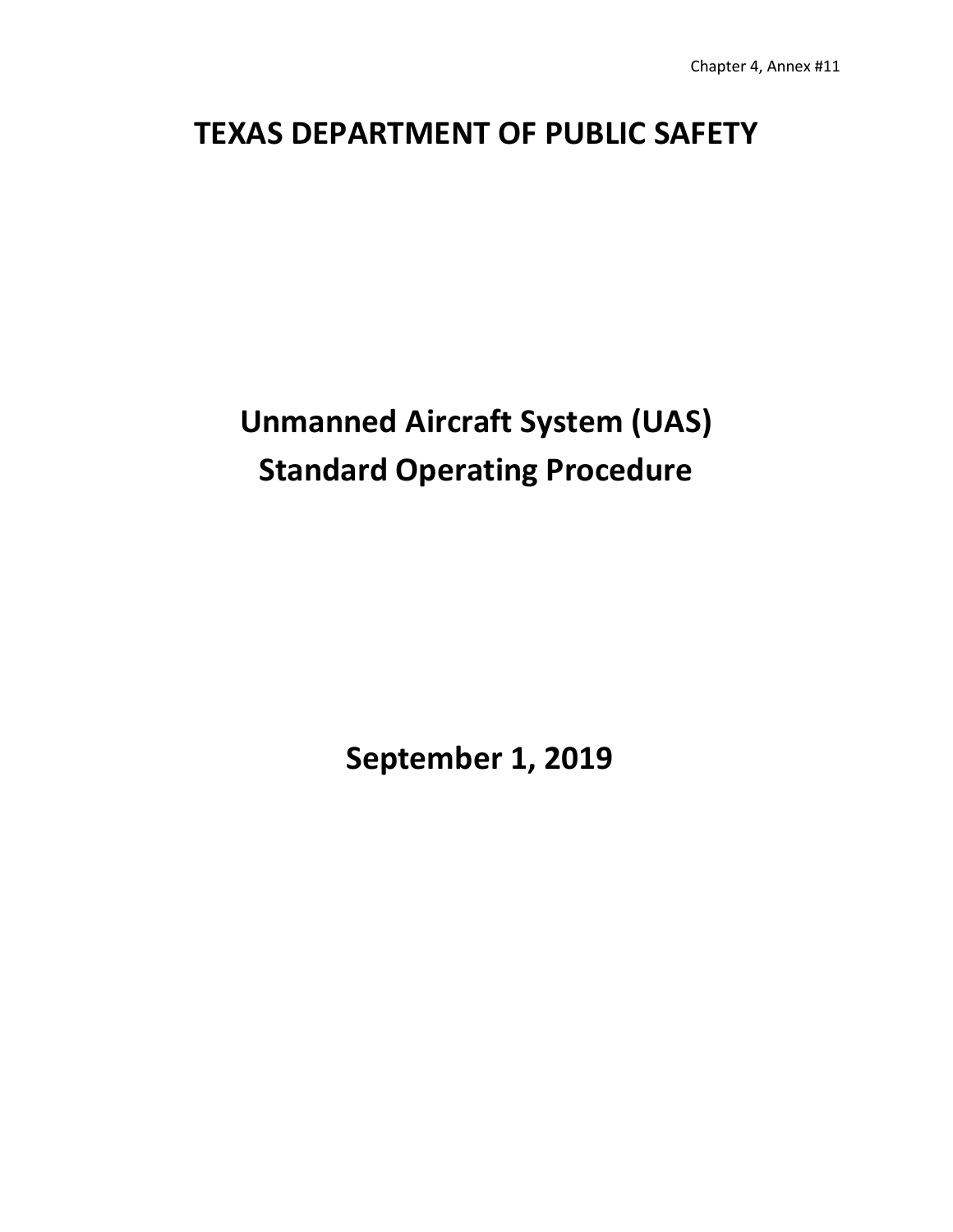Chapter 4, Annex #11

# TEXAS DEPARTMENT OF PUBLIC SAFETY

# Unmanned Aircraft System (UAS) Standard Operating Procedure

## September 1, 2019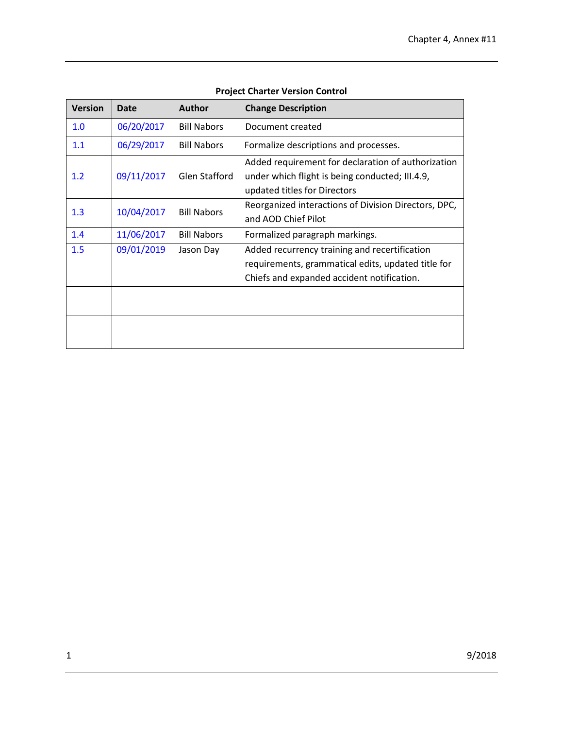**Project Charter Version Control**

| Version | Date | Author | Change Description |
| --- | --- | --- | --- |
| 1.0 | 06/20/2017 | Bill Nabors | Document created |
| 1.1 | 06/29/2017 | Bill Nabors | Formalize descriptions and processes. |
| 1.2 | 09/11/2017 | Glen Stafford | Added requirement for declaration of authorization under which flight is being conducted; III.4.9, updated titles for Directors |
| 1.3 | 10/04/2017 | Bill Nabors | Reorganized interactions of Division Directors, DPC, and AOD Chief Pilot |
| 1.4 | 11/06/2017 | Bill Nabors | Formalized paragraph markings. |
| 1.5 | 09/01/2019 | Jason Day | Added recurrency training and recertification requirements, grammatical edits, updated title for Chiefs and expanded accident notification. |
| | | | |
| | | | |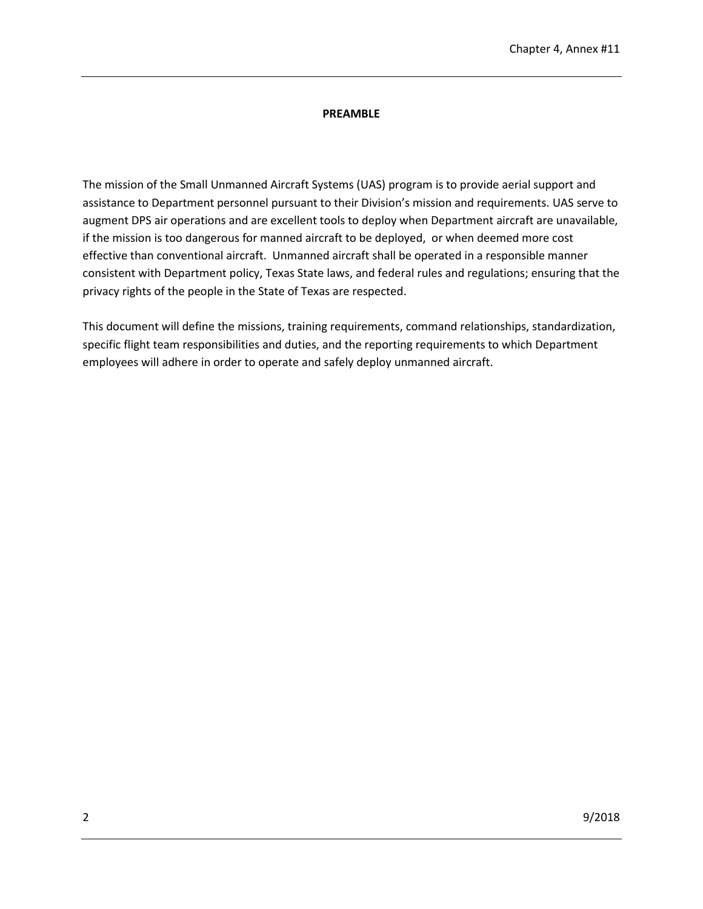## PREAMBLE

The mission of the Small Unmanned Aircraft Systems (UAS) program is to provide aerial support and assistance to Department personnel pursuant to their Division's mission and requirements. UAS serve to augment DPS air operations and are excellent tools to deploy when Department aircraft are unavailable, if the mission is too dangerous for manned aircraft to be deployed, or when deemed more cost effective than conventional aircraft. Unmanned aircraft shall be operated in a responsible manner consistent with Department policy, Texas State laws, and federal rules and regulations; ensuring that the privacy rights of the people in the State of Texas are respected.

This document will define the missions, training requirements, command relationships, standardization, specific flight team responsibilities and duties, and the reporting requirements to which Department employees will adhere in order to operate and safely deploy unmanned aircraft.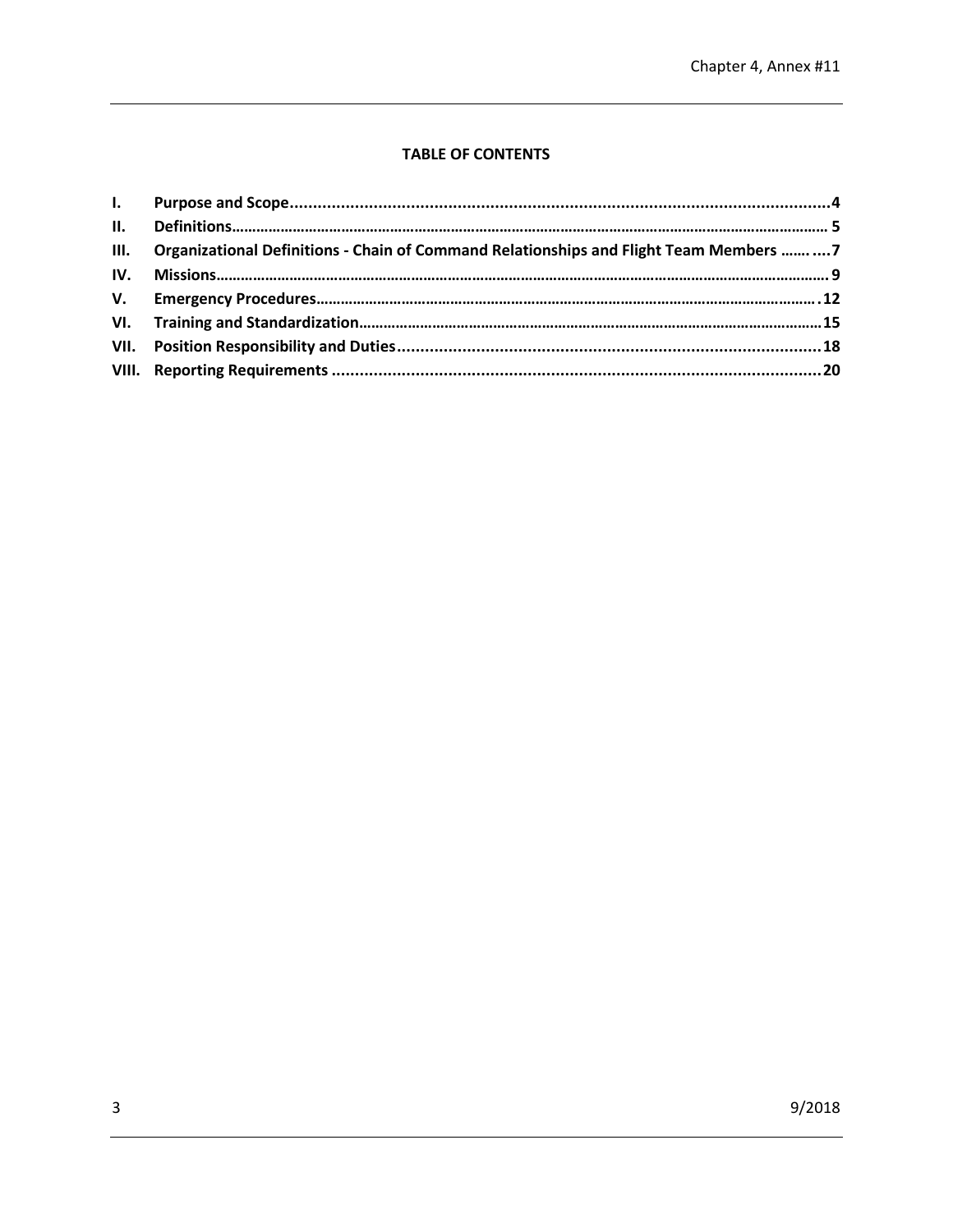**TABLE OF CONTENTS**

| | | |
|---|---|---|
| **I.** | **Purpose and Scope** | **4** |
| **II.** | **Definitions** | **5** |
| **III.** | **Organizational Definitions - Chain of Command Relationships and Flight Team Members** | **7** |
| **IV.** | **Missions** | **9** |
| **V.** | **Emergency Procedures** | **12** |
| **VI.** | **Training and Standardization** | **15** |
| **VII.** | **Position Responsibility and Duties** | **18** |
| **VIII.** | **Reporting Requirements** | **20** |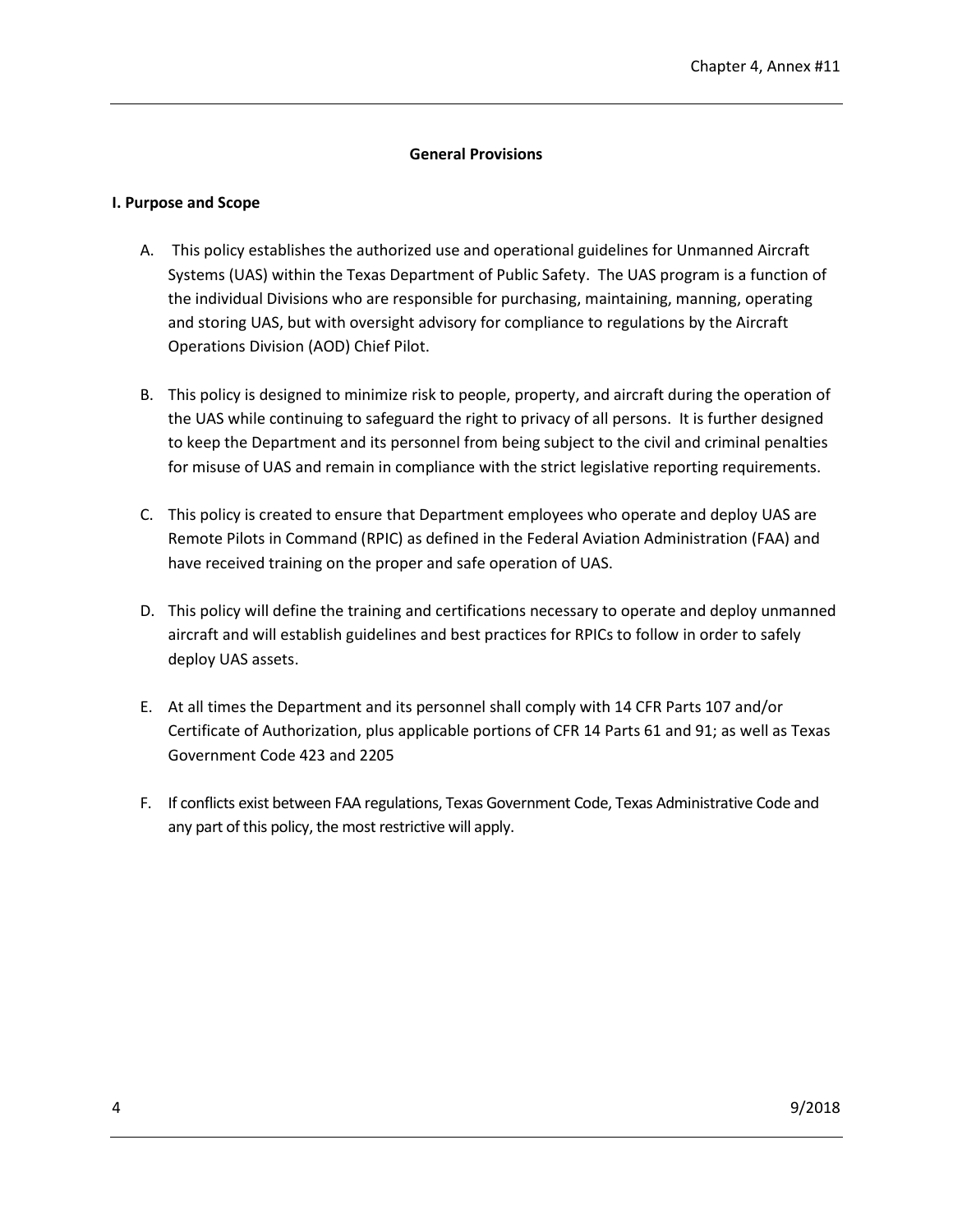## General Provisions

### I. Purpose and Scope

A. This policy establishes the authorized use and operational guidelines for Unmanned Aircraft Systems (UAS) within the Texas Department of Public Safety. The UAS program is a function of the individual Divisions who are responsible for purchasing, maintaining, manning, operating and storing UAS, but with oversight advisory for compliance to regulations by the Aircraft Operations Division (AOD) Chief Pilot.

B. This policy is designed to minimize risk to people, property, and aircraft during the operation of the UAS while continuing to safeguard the right to privacy of all persons. It is further designed to keep the Department and its personnel from being subject to the civil and criminal penalties for misuse of UAS and remain in compliance with the strict legislative reporting requirements.

C. This policy is created to ensure that Department employees who operate and deploy UAS are Remote Pilots in Command (RPIC) as defined in the Federal Aviation Administration (FAA) and have received training on the proper and safe operation of UAS.

D. This policy will define the training and certifications necessary to operate and deploy unmanned aircraft and will establish guidelines and best practices for RPICs to follow in order to safely deploy UAS assets.

E. At all times the Department and its personnel shall comply with 14 CFR Parts 107 and/or Certificate of Authorization, plus applicable portions of CFR 14 Parts 61 and 91; as well as Texas Government Code 423 and 2205

F. If conflicts exist between FAA regulations, Texas Government Code, Texas Administrative Code and any part of this policy, the most restrictive will apply.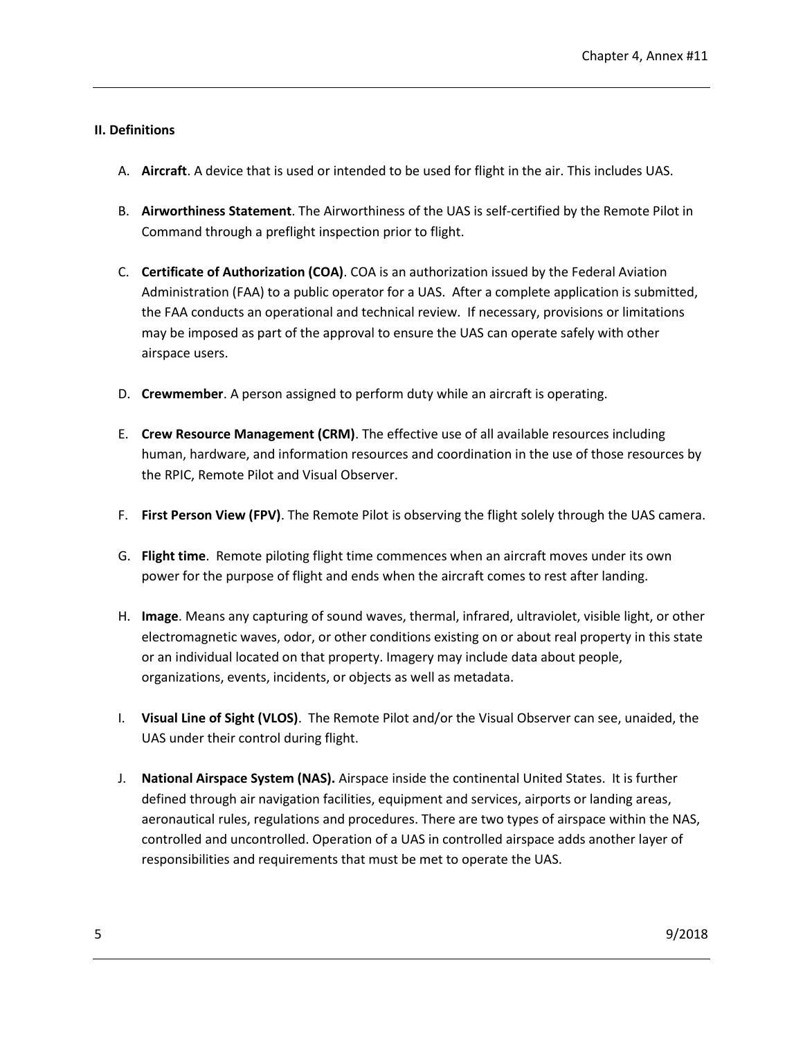## II. Definitions

A. **Aircraft**. A device that is used or intended to be used for flight in the air. This includes UAS.

B. **Airworthiness Statement**. The Airworthiness of the UAS is self-certified by the Remote Pilot in Command through a preflight inspection prior to flight.

C. **Certificate of Authorization (COA)**. COA is an authorization issued by the Federal Aviation Administration (FAA) to a public operator for a UAS. After a complete application is submitted, the FAA conducts an operational and technical review. If necessary, provisions or limitations may be imposed as part of the approval to ensure the UAS can operate safely with other airspace users.

D. **Crewmember**. A person assigned to perform duty while an aircraft is operating.

E. **Crew Resource Management (CRM)**. The effective use of all available resources including human, hardware, and information resources and coordination in the use of those resources by the RPIC, Remote Pilot and Visual Observer.

F. **First Person View (FPV)**. The Remote Pilot is observing the flight solely through the UAS camera.

G. **Flight time**. Remote piloting flight time commences when an aircraft moves under its own power for the purpose of flight and ends when the aircraft comes to rest after landing.

H. **Image**. Means any capturing of sound waves, thermal, infrared, ultraviolet, visible light, or other electromagnetic waves, odor, or other conditions existing on or about real property in this state or an individual located on that property. Imagery may include data about people, organizations, events, incidents, or objects as well as metadata.

I. **Visual Line of Sight (VLOS)**. The Remote Pilot and/or the Visual Observer can see, unaided, the UAS under their control during flight.

J. **National Airspace System (NAS).** Airspace inside the continental United States. It is further defined through air navigation facilities, equipment and services, airports or landing areas, aeronautical rules, regulations and procedures. There are two types of airspace within the NAS, controlled and uncontrolled. Operation of a UAS in controlled airspace adds another layer of responsibilities and requirements that must be met to operate the UAS.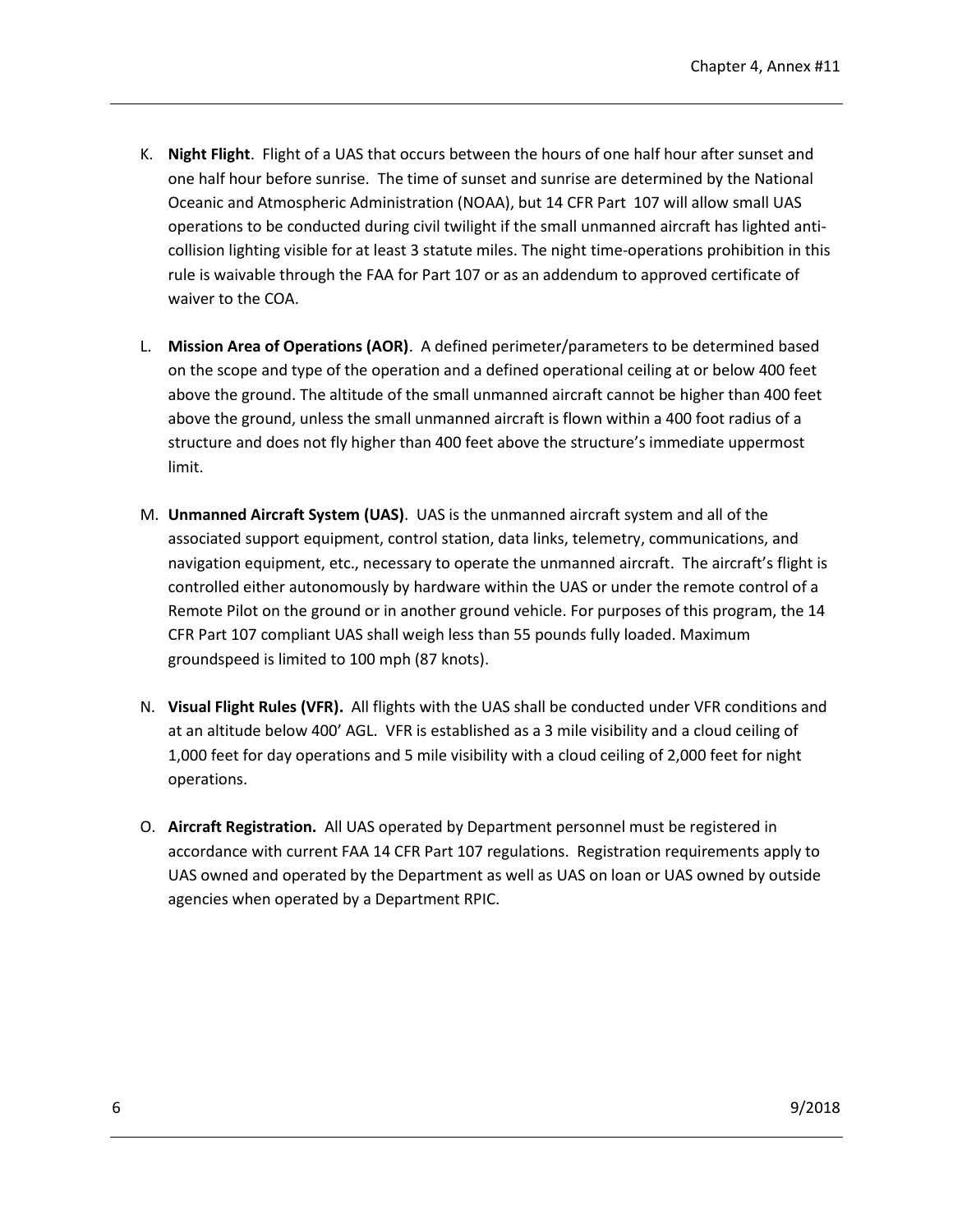K. **Night Flight**. Flight of a UAS that occurs between the hours of one half hour after sunset and one half hour before sunrise. The time of sunset and sunrise are determined by the National Oceanic and Atmospheric Administration (NOAA), but 14 CFR Part 107 will allow small UAS operations to be conducted during civil twilight if the small unmanned aircraft has lighted anti-collision lighting visible for at least 3 statute miles. The night time-operations prohibition in this rule is waivable through the FAA for Part 107 or as an addendum to approved certificate of waiver to the COA.

L. **Mission Area of Operations (AOR)**. A defined perimeter/parameters to be determined based on the scope and type of the operation and a defined operational ceiling at or below 400 feet above the ground. The altitude of the small unmanned aircraft cannot be higher than 400 feet above the ground, unless the small unmanned aircraft is flown within a 400 foot radius of a structure and does not fly higher than 400 feet above the structure's immediate uppermost limit.

M. **Unmanned Aircraft System (UAS)**. UAS is the unmanned aircraft system and all of the associated support equipment, control station, data links, telemetry, communications, and navigation equipment, etc., necessary to operate the unmanned aircraft. The aircraft's flight is controlled either autonomously by hardware within the UAS or under the remote control of a Remote Pilot on the ground or in another ground vehicle. For purposes of this program, the 14 CFR Part 107 compliant UAS shall weigh less than 55 pounds fully loaded. Maximum groundspeed is limited to 100 mph (87 knots).

N. **Visual Flight Rules (VFR).** All flights with the UAS shall be conducted under VFR conditions and at an altitude below 400' AGL. VFR is established as a 3 mile visibility and a cloud ceiling of 1,000 feet for day operations and 5 mile visibility with a cloud ceiling of 2,000 feet for night operations.

O. **Aircraft Registration.** All UAS operated by Department personnel must be registered in accordance with current FAA 14 CFR Part 107 regulations. Registration requirements apply to UAS owned and operated by the Department as well as UAS on loan or UAS owned by outside agencies when operated by a Department RPIC.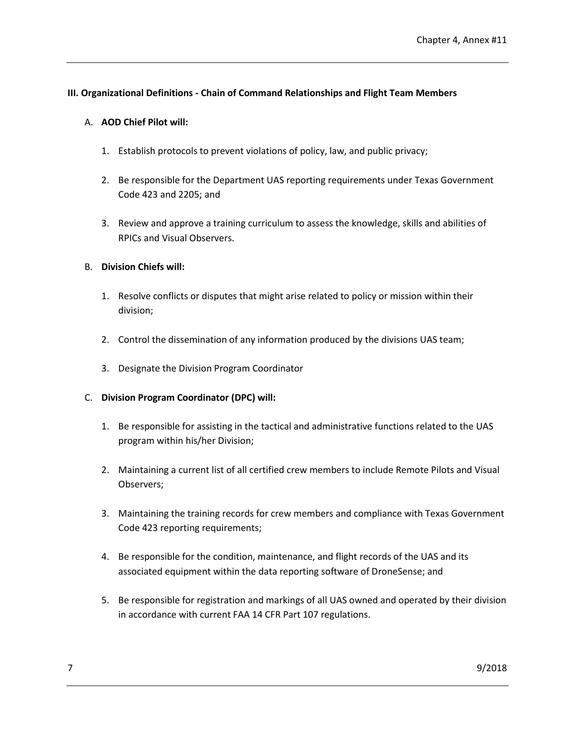### III. Organizational Definitions - Chain of Command Relationships and Flight Team Members

A. **AOD Chief Pilot will:**

   1. Establish protocols to prevent violations of policy, law, and public privacy;

   2. Be responsible for the Department UAS reporting requirements under Texas Government Code 423 and 2205; and

   3. Review and approve a training curriculum to assess the knowledge, skills and abilities of RPICs and Visual Observers.

B. **Division Chiefs will:**

   1. Resolve conflicts or disputes that might arise related to policy or mission within their division;

   2. Control the dissemination of any information produced by the divisions UAS team;

   3. Designate the Division Program Coordinator

C. **Division Program Coordinator (DPC) will:**

   1. Be responsible for assisting in the tactical and administrative functions related to the UAS program within his/her Division;

   2. Maintaining a current list of all certified crew members to include Remote Pilots and Visual Observers;

   3. Maintaining the training records for crew members and compliance with Texas Government Code 423 reporting requirements;

   4. Be responsible for the condition, maintenance, and flight records of the UAS and its associated equipment within the data reporting software of DroneSense; and

   5. Be responsible for registration and markings of all UAS owned and operated by their division in accordance with current FAA 14 CFR Part 107 regulations.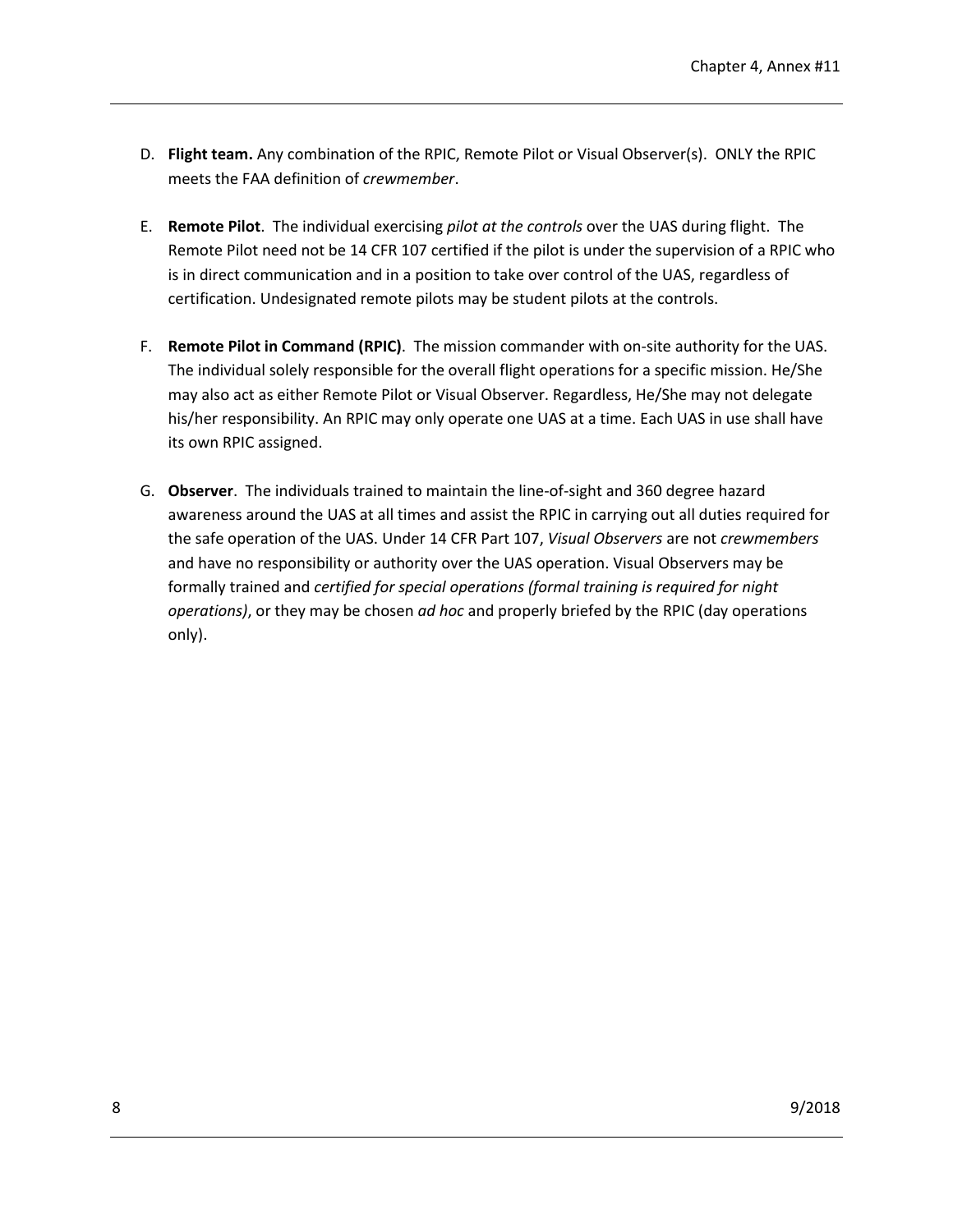D. **Flight team.** Any combination of the RPIC, Remote Pilot or Visual Observer(s). ONLY the RPIC meets the FAA definition of *crewmember*.

E. **Remote Pilot**. The individual exercising *pilot at the controls* over the UAS during flight. The Remote Pilot need not be 14 CFR 107 certified if the pilot is under the supervision of a RPIC who is in direct communication and in a position to take over control of the UAS, regardless of certification. Undesignated remote pilots may be student pilots at the controls.

F. **Remote Pilot in Command (RPIC)**. The mission commander with on-site authority for the UAS. The individual solely responsible for the overall flight operations for a specific mission. He/She may also act as either Remote Pilot or Visual Observer. Regardless, He/She may not delegate his/her responsibility. An RPIC may only operate one UAS at a time. Each UAS in use shall have its own RPIC assigned.

G. **Observer**. The individuals trained to maintain the line-of-sight and 360 degree hazard awareness around the UAS at all times and assist the RPIC in carrying out all duties required for the safe operation of the UAS. Under 14 CFR Part 107, *Visual Observers* are not *crewmembers* and have no responsibility or authority over the UAS operation. Visual Observers may be formally trained and *certified for special operations (formal training is required for night operations)*, or they may be chosen *ad hoc* and properly briefed by the RPIC (day operations only).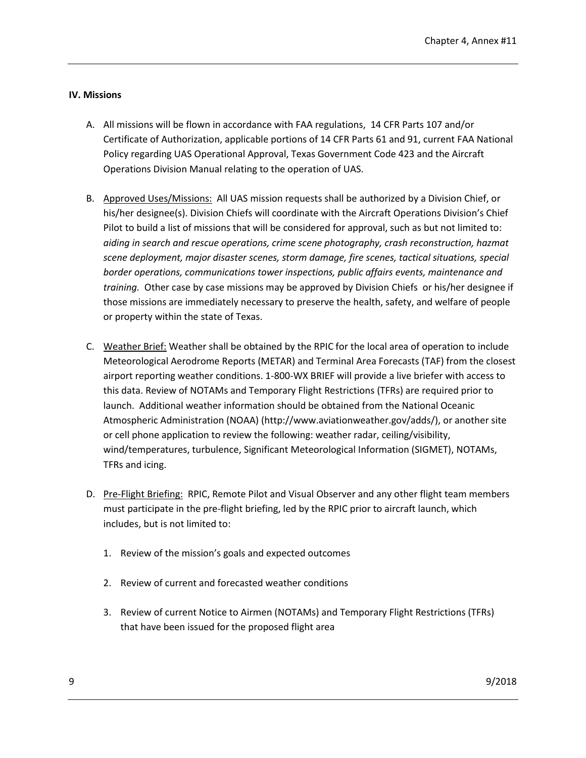## IV. Missions

A. All missions will be flown in accordance with FAA regulations, 14 CFR Parts 107 and/or Certificate of Authorization, applicable portions of 14 CFR Parts 61 and 91, current FAA National Policy regarding UAS Operational Approval, Texas Government Code 423 and the Aircraft Operations Division Manual relating to the operation of UAS.

B. Approved Uses/Missions: All UAS mission requests shall be authorized by a Division Chief, or his/her designee(s). Division Chiefs will coordinate with the Aircraft Operations Division's Chief Pilot to build a list of missions that will be considered for approval, such as but not limited to: *aiding in search and rescue operations, crime scene photography, crash reconstruction, hazmat scene deployment, major disaster scenes, storm damage, fire scenes, tactical situations, special border operations, communications tower inspections, public affairs events, maintenance and training.* Other case by case missions may be approved by Division Chiefs or his/her designee if those missions are immediately necessary to preserve the health, safety, and welfare of people or property within the state of Texas.

C. Weather Brief: Weather shall be obtained by the RPIC for the local area of operation to include Meteorological Aerodrome Reports (METAR) and Terminal Area Forecasts (TAF) from the closest airport reporting weather conditions. 1-800-WX BRIEF will provide a live briefer with access to this data. Review of NOTAMs and Temporary Flight Restrictions (TFRs) are required prior to launch. Additional weather information should be obtained from the National Oceanic Atmospheric Administration (NOAA) (http://www.aviationweather.gov/adds/), or another site or cell phone application to review the following: weather radar, ceiling/visibility, wind/temperatures, turbulence, Significant Meteorological Information (SIGMET), NOTAMs, TFRs and icing.

D. Pre-Flight Briefing: RPIC, Remote Pilot and Visual Observer and any other flight team members must participate in the pre-flight briefing, led by the RPIC prior to aircraft launch, which includes, but is not limited to:

   1. Review of the mission's goals and expected outcomes

   2. Review of current and forecasted weather conditions

   3. Review of current Notice to Airmen (NOTAMs) and Temporary Flight Restrictions (TFRs) that have been issued for the proposed flight area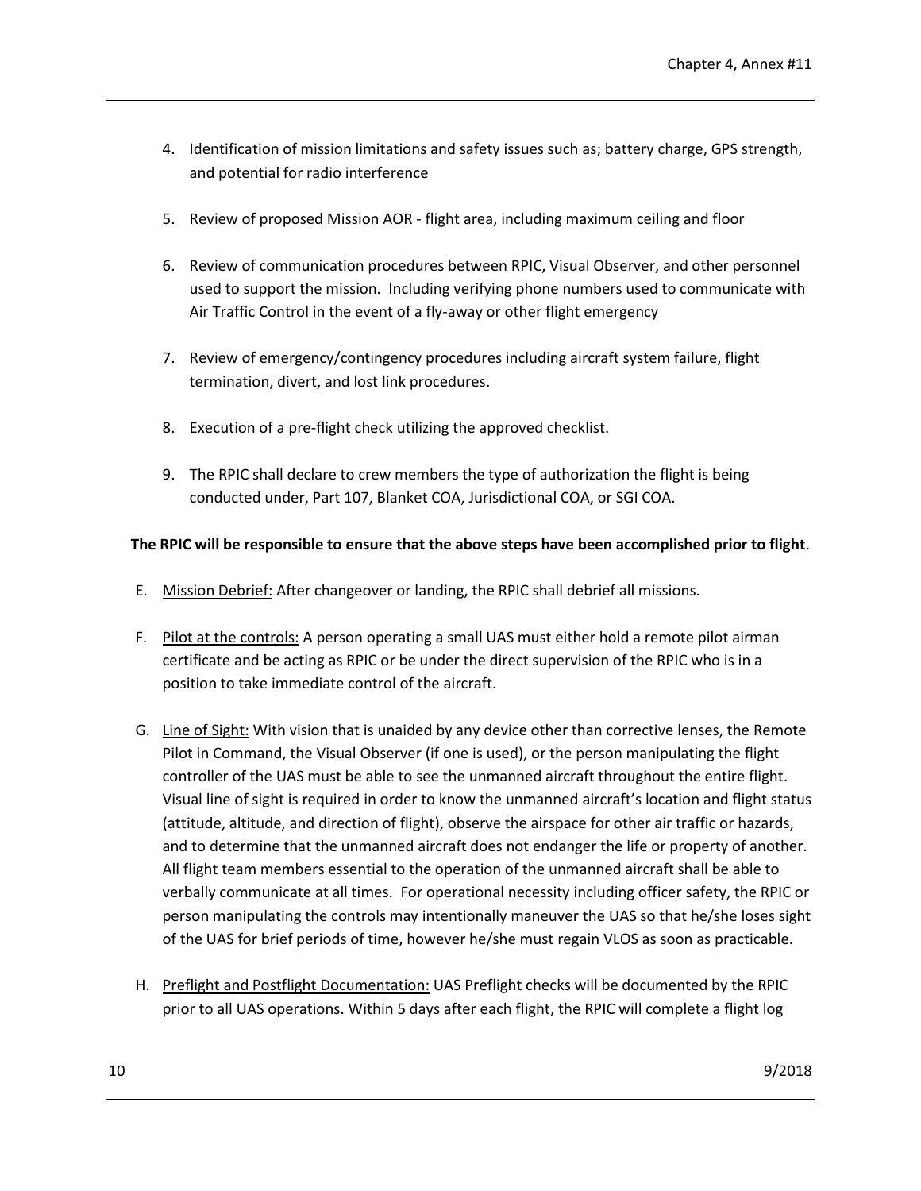4. Identification of mission limitations and safety issues such as; battery charge, GPS strength, and potential for radio interference

5. Review of proposed Mission AOR - flight area, including maximum ceiling and floor

6. Review of communication procedures between RPIC, Visual Observer, and other personnel used to support the mission. Including verifying phone numbers used to communicate with Air Traffic Control in the event of a fly-away or other flight emergency

7. Review of emergency/contingency procedures including aircraft system failure, flight termination, divert, and lost link procedures.

8. Execution of a pre-flight check utilizing the approved checklist.

9. The RPIC shall declare to crew members the type of authorization the flight is being conducted under, Part 107, Blanket COA, Jurisdictional COA, or SGI COA.

**The RPIC will be responsible to ensure that the above steps have been accomplished prior to flight**.

E. Mission Debrief: After changeover or landing, the RPIC shall debrief all missions.

F. Pilot at the controls: A person operating a small UAS must either hold a remote pilot airman certificate and be acting as RPIC or be under the direct supervision of the RPIC who is in a position to take immediate control of the aircraft.

G. Line of Sight: With vision that is unaided by any device other than corrective lenses, the Remote Pilot in Command, the Visual Observer (if one is used), or the person manipulating the flight controller of the UAS must be able to see the unmanned aircraft throughout the entire flight. Visual line of sight is required in order to know the unmanned aircraft's location and flight status (attitude, altitude, and direction of flight), observe the airspace for other air traffic or hazards, and to determine that the unmanned aircraft does not endanger the life or property of another. All flight team members essential to the operation of the unmanned aircraft shall be able to verbally communicate at all times. For operational necessity including officer safety, the RPIC or person manipulating the controls may intentionally maneuver the UAS so that he/she loses sight of the UAS for brief periods of time, however he/she must regain VLOS as soon as practicable.

H. Preflight and Postflight Documentation: UAS Preflight checks will be documented by the RPIC prior to all UAS operations. Within 5 days after each flight, the RPIC will complete a flight log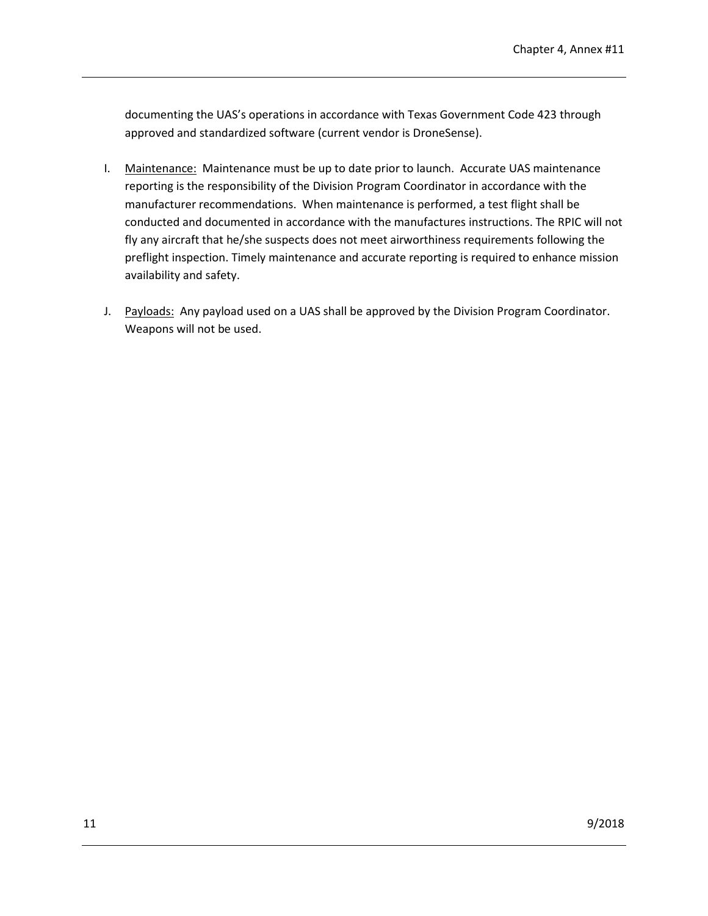documenting the UAS's operations in accordance with Texas Government Code 423 through approved and standardized software (current vendor is DroneSense).

I. Maintenance: Maintenance must be up to date prior to launch. Accurate UAS maintenance reporting is the responsibility of the Division Program Coordinator in accordance with the manufacturer recommendations. When maintenance is performed, a test flight shall be conducted and documented in accordance with the manufactures instructions. The RPIC will not fly any aircraft that he/she suspects does not meet airworthiness requirements following the preflight inspection. Timely maintenance and accurate reporting is required to enhance mission availability and safety.

J. Payloads: Any payload used on a UAS shall be approved by the Division Program Coordinator. Weapons will not be used.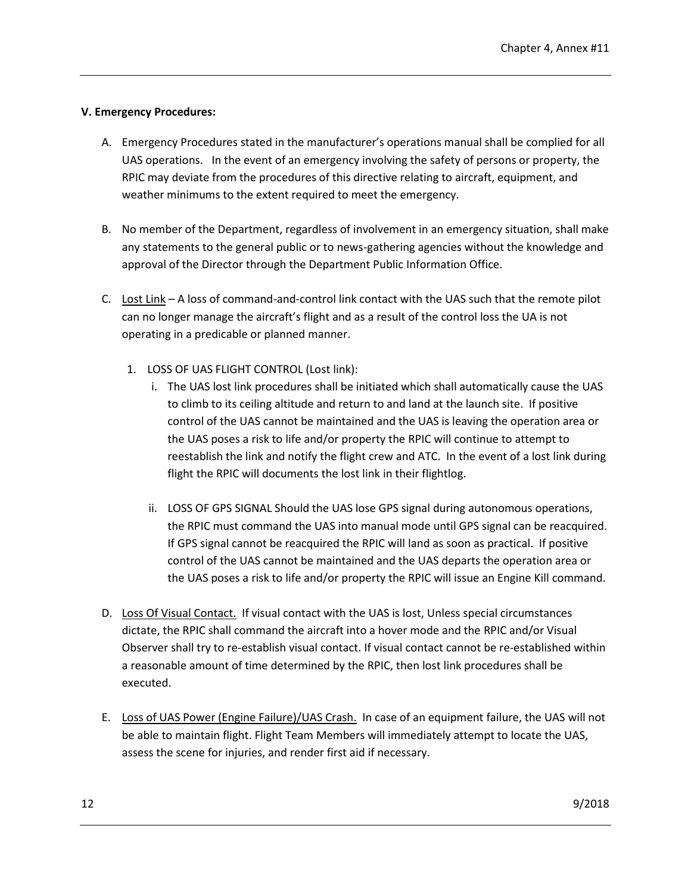**V. Emergency Procedures:**

A. Emergency Procedures stated in the manufacturer's operations manual shall be complied for all UAS operations. In the event of an emergency involving the safety of persons or property, the RPIC may deviate from the procedures of this directive relating to aircraft, equipment, and weather minimums to the extent required to meet the emergency.

B. No member of the Department, regardless of involvement in an emergency situation, shall make any statements to the general public or to news-gathering agencies without the knowledge and approval of the Director through the Department Public Information Office.

C. <u>Lost Link</u> – A loss of command-and-control link contact with the UAS such that the remote pilot can no longer manage the aircraft's flight and as a result of the control loss the UA is not operating in a predicable or planned manner.

   1. LOSS OF UAS FLIGHT CONTROL (Lost link):
      i. The UAS lost link procedures shall be initiated which shall automatically cause the UAS to climb to its ceiling altitude and return to and land at the launch site. If positive control of the UAS cannot be maintained and the UAS is leaving the operation area or the UAS poses a risk to life and/or property the RPIC will continue to attempt to reestablish the link and notify the flight crew and ATC. In the event of a lost link during flight the RPIC will documents the lost link in their flightlog.

      ii. LOSS OF GPS SIGNAL Should the UAS lose GPS signal during autonomous operations, the RPIC must command the UAS into manual mode until GPS signal can be reacquired. If GPS signal cannot be reacquired the RPIC will land as soon as practical. If positive control of the UAS cannot be maintained and the UAS departs the operation area or the UAS poses a risk to life and/or property the RPIC will issue an Engine Kill command.

D. <u>Loss Of Visual Contact.</u> If visual contact with the UAS is lost, Unless special circumstances dictate, the RPIC shall command the aircraft into a hover mode and the RPIC and/or Visual Observer shall try to re-establish visual contact. If visual contact cannot be re-established within a reasonable amount of time determined by the RPIC, then lost link procedures shall be executed.

E. <u>Loss of UAS Power (Engine Failure)/UAS Crash.</u> In case of an equipment failure, the UAS will not be able to maintain flight. Flight Team Members will immediately attempt to locate the UAS, assess the scene for injuries, and render first aid if necessary.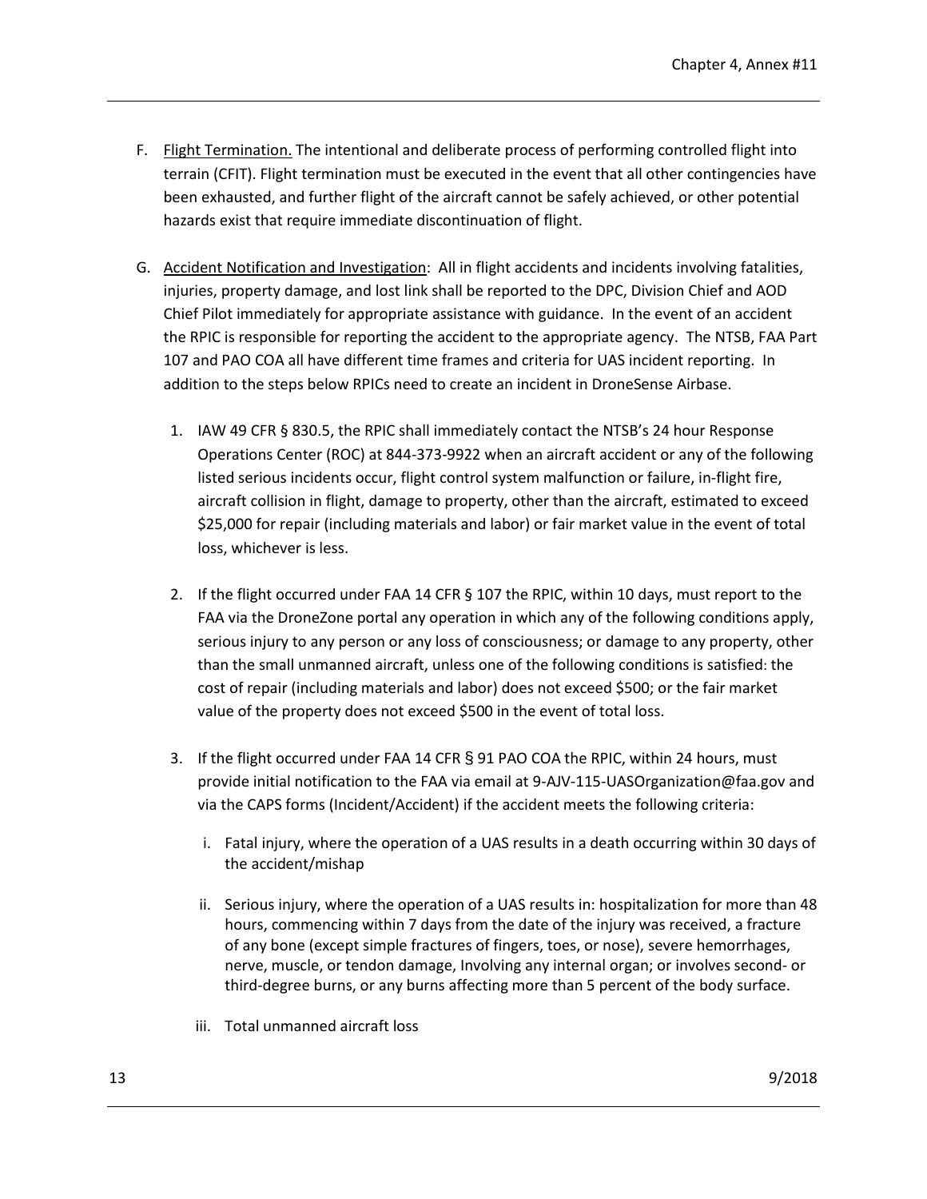F. <u>Flight Termination.</u> The intentional and deliberate process of performing controlled flight into terrain (CFIT). Flight termination must be executed in the event that all other contingencies have been exhausted, and further flight of the aircraft cannot be safely achieved, or other potential hazards exist that require immediate discontinuation of flight.

G. <u>Accident Notification and Investigation</u>: All in flight accidents and incidents involving fatalities, injuries, property damage, and lost link shall be reported to the DPC, Division Chief and AOD Chief Pilot immediately for appropriate assistance with guidance. In the event of an accident the RPIC is responsible for reporting the accident to the appropriate agency. The NTSB, FAA Part 107 and PAO COA all have different time frames and criteria for UAS incident reporting. In addition to the steps below RPICs need to create an incident in DroneSense Airbase.

1. IAW 49 CFR § 830.5, the RPIC shall immediately contact the NTSB's 24 hour Response Operations Center (ROC) at 844-373-9922 when an aircraft accident or any of the following listed serious incidents occur, flight control system malfunction or failure, in-flight fire, aircraft collision in flight, damage to property, other than the aircraft, estimated to exceed $25,000 for repair (including materials and labor) or fair market value in the event of total loss, whichever is less.

2. If the flight occurred under FAA 14 CFR § 107 the RPIC, within 10 days, must report to the FAA via the DroneZone portal any operation in which any of the following conditions apply, serious injury to any person or any loss of consciousness; or damage to any property, other than the small unmanned aircraft, unless one of the following conditions is satisfied: the cost of repair (including materials and labor) does not exceed $500; or the fair market value of the property does not exceed $500 in the event of total loss.

3. If the flight occurred under FAA 14 CFR § 91 PAO COA the RPIC, within 24 hours, must provide initial notification to the FAA via email at 9-AJV-115-UASOrganization@faa.gov and via the CAPS forms (Incident/Accident) if the accident meets the following criteria:

   i. Fatal injury, where the operation of a UAS results in a death occurring within 30 days of the accident/mishap

   ii. Serious injury, where the operation of a UAS results in: hospitalization for more than 48 hours, commencing within 7 days from the date of the injury was received, a fracture of any bone (except simple fractures of fingers, toes, or nose), severe hemorrhages, nerve, muscle, or tendon damage, Involving any internal organ; or involves second- or third-degree burns, or any burns affecting more than 5 percent of the body surface.

   iii. Total unmanned aircraft loss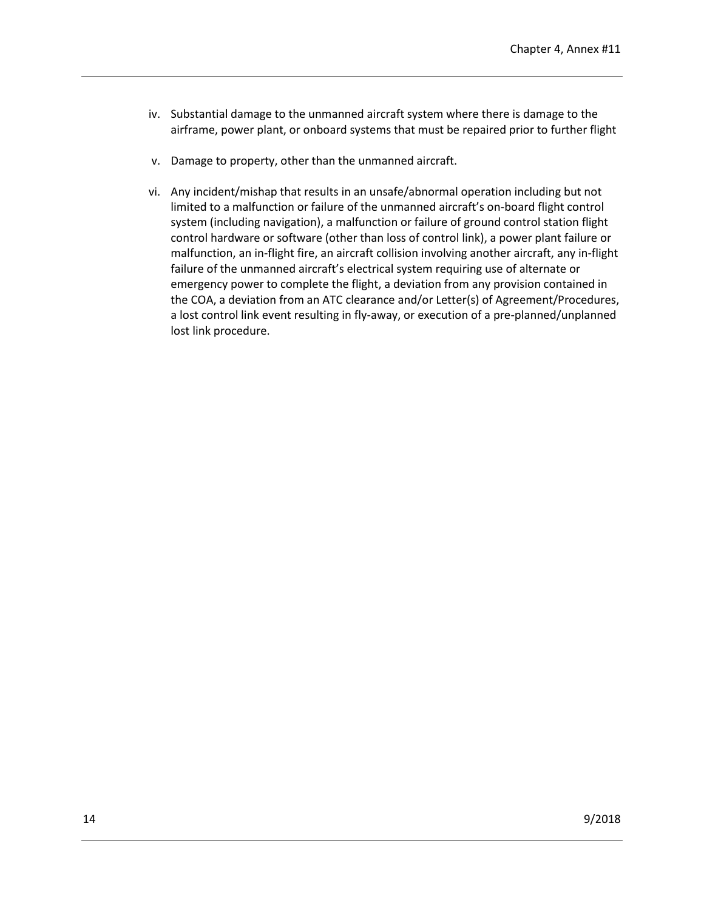iv. Substantial damage to the unmanned aircraft system where there is damage to the airframe, power plant, or onboard systems that must be repaired prior to further flight

v. Damage to property, other than the unmanned aircraft.

vi. Any incident/mishap that results in an unsafe/abnormal operation including but not limited to a malfunction or failure of the unmanned aircraft's on-board flight control system (including navigation), a malfunction or failure of ground control station flight control hardware or software (other than loss of control link), a power plant failure or malfunction, an in-flight fire, an aircraft collision involving another aircraft, any in-flight failure of the unmanned aircraft's electrical system requiring use of alternate or emergency power to complete the flight, a deviation from any provision contained in the COA, a deviation from an ATC clearance and/or Letter(s) of Agreement/Procedures, a lost control link event resulting in fly-away, or execution of a pre-planned/unplanned lost link procedure.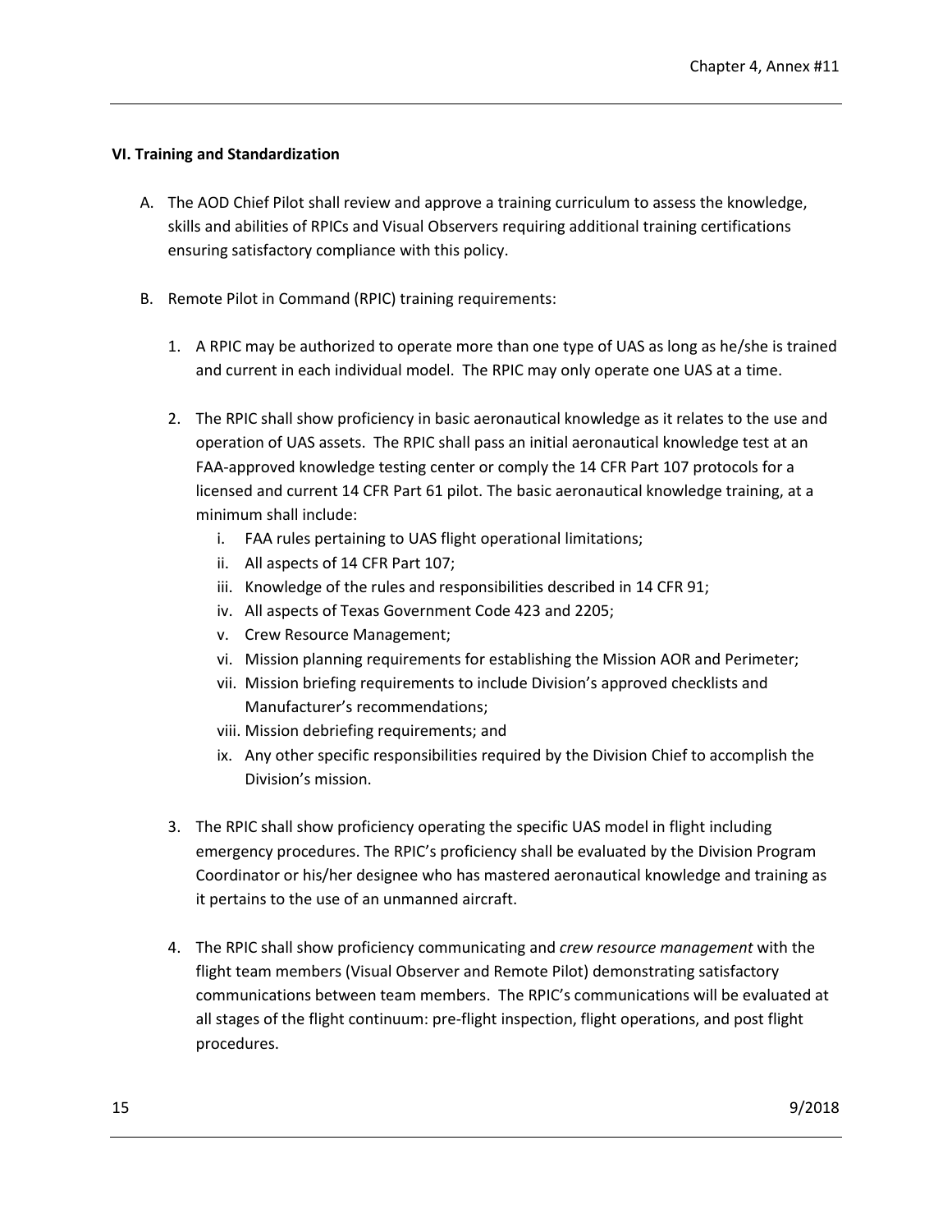### VI. Training and Standardization

A. The AOD Chief Pilot shall review and approve a training curriculum to assess the knowledge, skills and abilities of RPICs and Visual Observers requiring additional training certifications ensuring satisfactory compliance with this policy.

B. Remote Pilot in Command (RPIC) training requirements:

1. A RPIC may be authorized to operate more than one type of UAS as long as he/she is trained and current in each individual model. The RPIC may only operate one UAS at a time.

2. The RPIC shall show proficiency in basic aeronautical knowledge as it relates to the use and operation of UAS assets. The RPIC shall pass an initial aeronautical knowledge test at an FAA-approved knowledge testing center or comply the 14 CFR Part 107 protocols for a licensed and current 14 CFR Part 61 pilot. The basic aeronautical knowledge training, at a minimum shall include:
   - i. FAA rules pertaining to UAS flight operational limitations;
   - ii. All aspects of 14 CFR Part 107;
   - iii. Knowledge of the rules and responsibilities described in 14 CFR 91;
   - iv. All aspects of Texas Government Code 423 and 2205;
   - v. Crew Resource Management;
   - vi. Mission planning requirements for establishing the Mission AOR and Perimeter;
   - vii. Mission briefing requirements to include Division's approved checklists and Manufacturer's recommendations;
   - viii. Mission debriefing requirements; and
   - ix. Any other specific responsibilities required by the Division Chief to accomplish the Division's mission.

3. The RPIC shall show proficiency operating the specific UAS model in flight including emergency procedures. The RPIC's proficiency shall be evaluated by the Division Program Coordinator or his/her designee who has mastered aeronautical knowledge and training as it pertains to the use of an unmanned aircraft.

4. The RPIC shall show proficiency communicating and *crew resource management* with the flight team members (Visual Observer and Remote Pilot) demonstrating satisfactory communications between team members. The RPIC's communications will be evaluated at all stages of the flight continuum: pre-flight inspection, flight operations, and post flight procedures.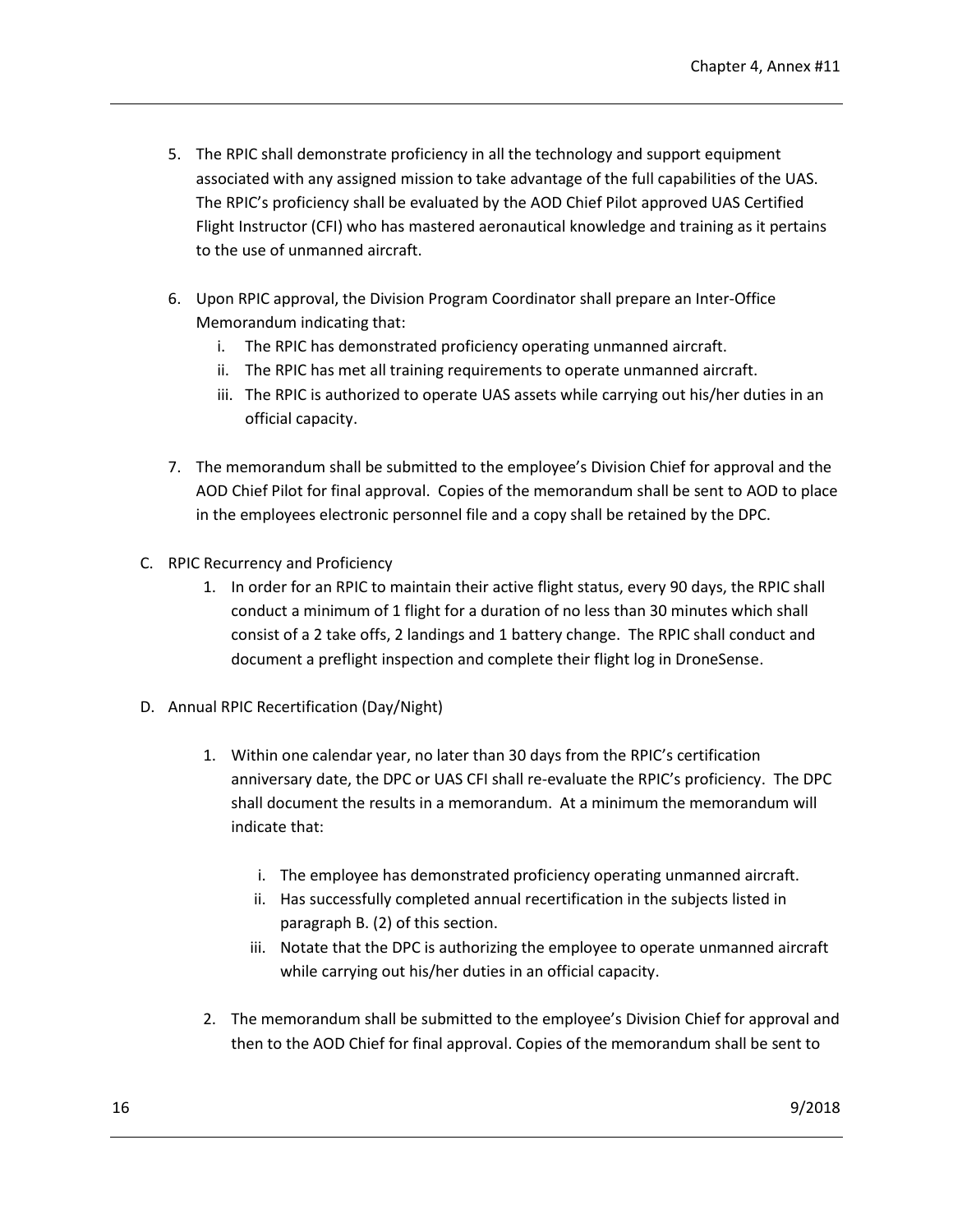5. The RPIC shall demonstrate proficiency in all the technology and support equipment associated with any assigned mission to take advantage of the full capabilities of the UAS. The RPIC's proficiency shall be evaluated by the AOD Chief Pilot approved UAS Certified Flight Instructor (CFI) who has mastered aeronautical knowledge and training as it pertains to the use of unmanned aircraft.

6. Upon RPIC approval, the Division Program Coordinator shall prepare an Inter-Office Memorandum indicating that:
   i. The RPIC has demonstrated proficiency operating unmanned aircraft.
   ii. The RPIC has met all training requirements to operate unmanned aircraft.
   iii. The RPIC is authorized to operate UAS assets while carrying out his/her duties in an official capacity.

7. The memorandum shall be submitted to the employee's Division Chief for approval and the AOD Chief Pilot for final approval. Copies of the memorandum shall be sent to AOD to place in the employees electronic personnel file and a copy shall be retained by the DPC.

C. RPIC Recurrency and Proficiency

1. In order for an RPIC to maintain their active flight status, every 90 days, the RPIC shall conduct a minimum of 1 flight for a duration of no less than 30 minutes which shall consist of a 2 take offs, 2 landings and 1 battery change. The RPIC shall conduct and document a preflight inspection and complete their flight log in DroneSense.

D. Annual RPIC Recertification (Day/Night)

1. Within one calendar year, no later than 30 days from the RPIC's certification anniversary date, the DPC or UAS CFI shall re-evaluate the RPIC's proficiency. The DPC shall document the results in a memorandum. At a minimum the memorandum will indicate that:

   i. The employee has demonstrated proficiency operating unmanned aircraft.
   ii. Has successfully completed annual recertification in the subjects listed in paragraph B. (2) of this section.
   iii. Notate that the DPC is authorizing the employee to operate unmanned aircraft while carrying out his/her duties in an official capacity.

2. The memorandum shall be submitted to the employee's Division Chief for approval and then to the AOD Chief for final approval. Copies of the memorandum shall be sent to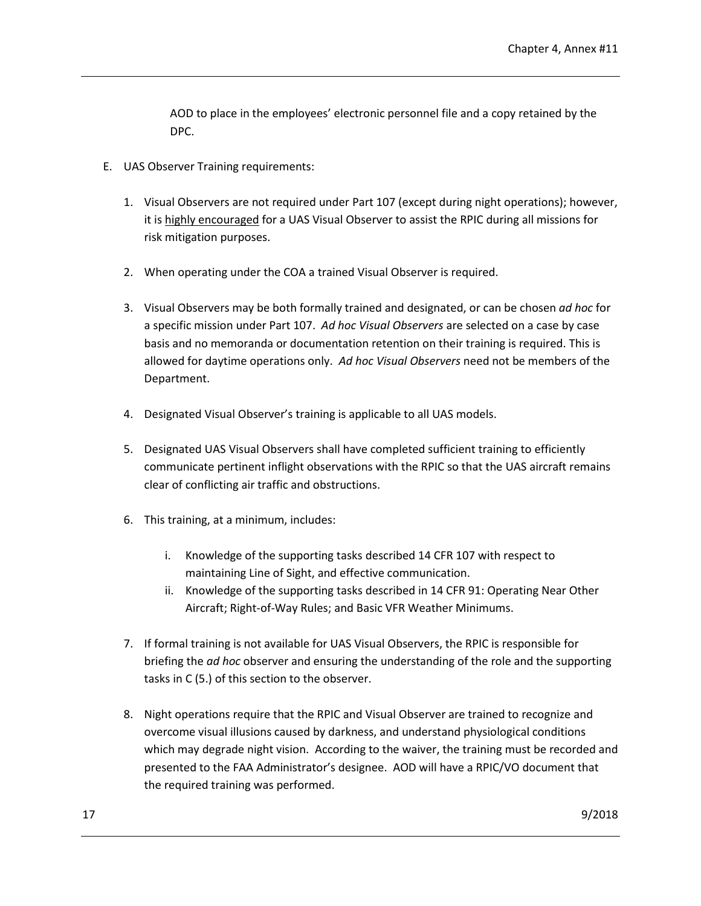AOD to place in the employees' electronic personnel file and a copy retained by the DPC.

E. UAS Observer Training requirements:

   1. Visual Observers are not required under Part 107 (except during night operations); however, it is <u>highly encouraged</u> for a UAS Visual Observer to assist the RPIC during all missions for risk mitigation purposes.

   2. When operating under the COA a trained Visual Observer is required.

   3. Visual Observers may be both formally trained and designated, or can be chosen *ad hoc* for a specific mission under Part 107. *Ad hoc Visual Observers* are selected on a case by case basis and no memoranda or documentation retention on their training is required. This is allowed for daytime operations only. *Ad hoc Visual Observers* need not be members of the Department.

   4. Designated Visual Observer's training is applicable to all UAS models.

   5. Designated UAS Visual Observers shall have completed sufficient training to efficiently communicate pertinent inflight observations with the RPIC so that the UAS aircraft remains clear of conflicting air traffic and obstructions.

   6. This training, at a minimum, includes:

      i. Knowledge of the supporting tasks described 14 CFR 107 with respect to maintaining Line of Sight, and effective communication.
      ii. Knowledge of the supporting tasks described in 14 CFR 91: Operating Near Other Aircraft; Right-of-Way Rules; and Basic VFR Weather Minimums.

   7. If formal training is not available for UAS Visual Observers, the RPIC is responsible for briefing the *ad hoc* observer and ensuring the understanding of the role and the supporting tasks in C (5.) of this section to the observer.

   8. Night operations require that the RPIC and Visual Observer are trained to recognize and overcome visual illusions caused by darkness, and understand physiological conditions which may degrade night vision. According to the waiver, the training must be recorded and presented to the FAA Administrator's designee. AOD will have a RPIC/VO document that the required training was performed.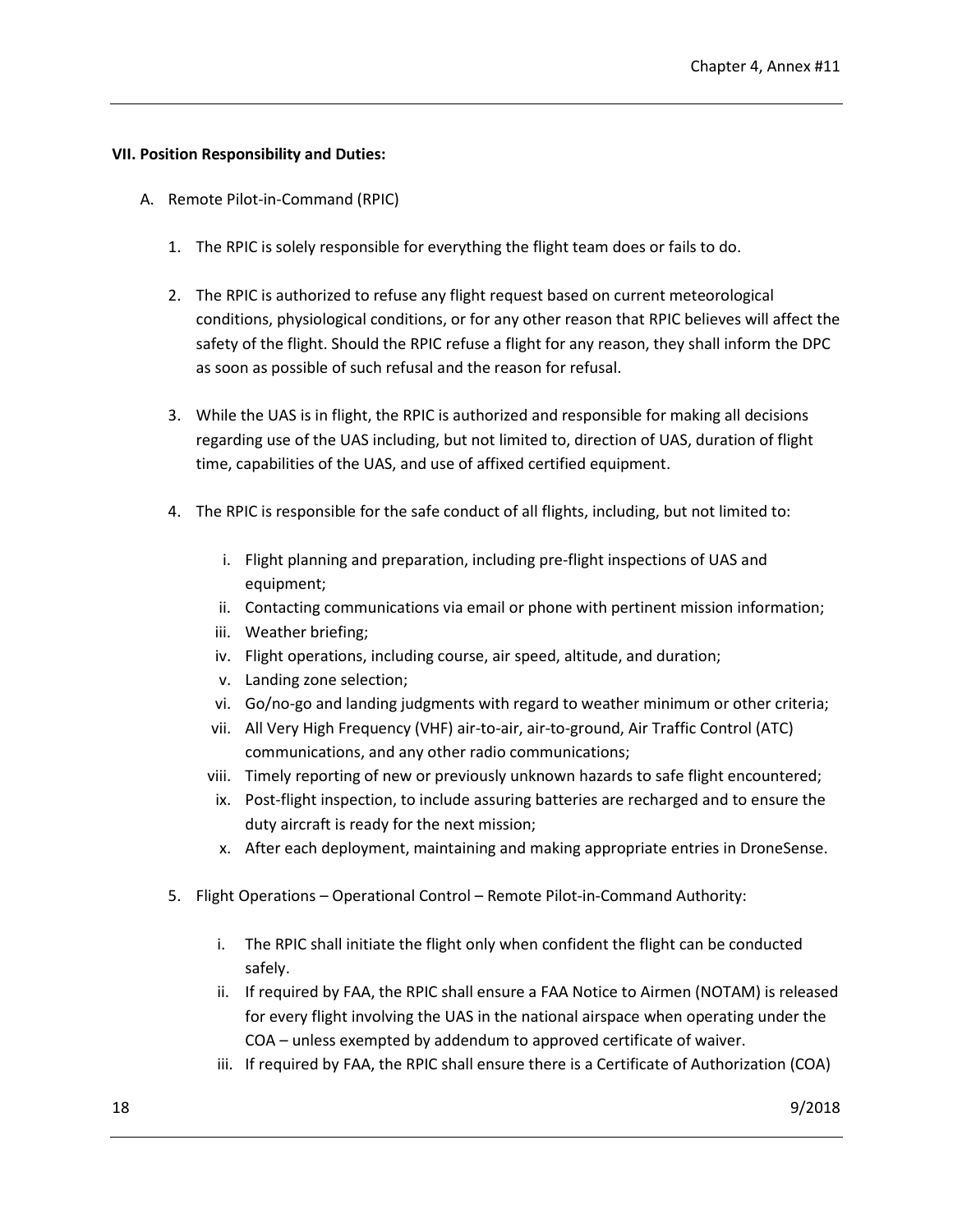**VII. Position Responsibility and Duties:**

A. Remote Pilot-in-Command (RPIC)

1. The RPIC is solely responsible for everything the flight team does or fails to do.

2. The RPIC is authorized to refuse any flight request based on current meteorological conditions, physiological conditions, or for any other reason that RPIC believes will affect the safety of the flight. Should the RPIC refuse a flight for any reason, they shall inform the DPC as soon as possible of such refusal and the reason for refusal.

3. While the UAS is in flight, the RPIC is authorized and responsible for making all decisions regarding use of the UAS including, but not limited to, direction of UAS, duration of flight time, capabilities of the UAS, and use of affixed certified equipment.

4. The RPIC is responsible for the safe conduct of all flights, including, but not limited to:

   i. Flight planning and preparation, including pre-flight inspections of UAS and equipment;
   ii. Contacting communications via email or phone with pertinent mission information;
   iii. Weather briefing;
   iv. Flight operations, including course, air speed, altitude, and duration;
   v. Landing zone selection;
   vi. Go/no-go and landing judgments with regard to weather minimum or other criteria;
   vii. All Very High Frequency (VHF) air-to-air, air-to-ground, Air Traffic Control (ATC) communications, and any other radio communications;
   viii. Timely reporting of new or previously unknown hazards to safe flight encountered;
   ix. Post-flight inspection, to include assuring batteries are recharged and to ensure the duty aircraft is ready for the next mission;
   x. After each deployment, maintaining and making appropriate entries in DroneSense.

5. Flight Operations – Operational Control – Remote Pilot-in-Command Authority:

   i. The RPIC shall initiate the flight only when confident the flight can be conducted safely.
   ii. If required by FAA, the RPIC shall ensure a FAA Notice to Airmen (NOTAM) is released for every flight involving the UAS in the national airspace when operating under the COA – unless exempted by addendum to approved certificate of waiver.
   iii. If required by FAA, the RPIC shall ensure there is a Certificate of Authorization (COA)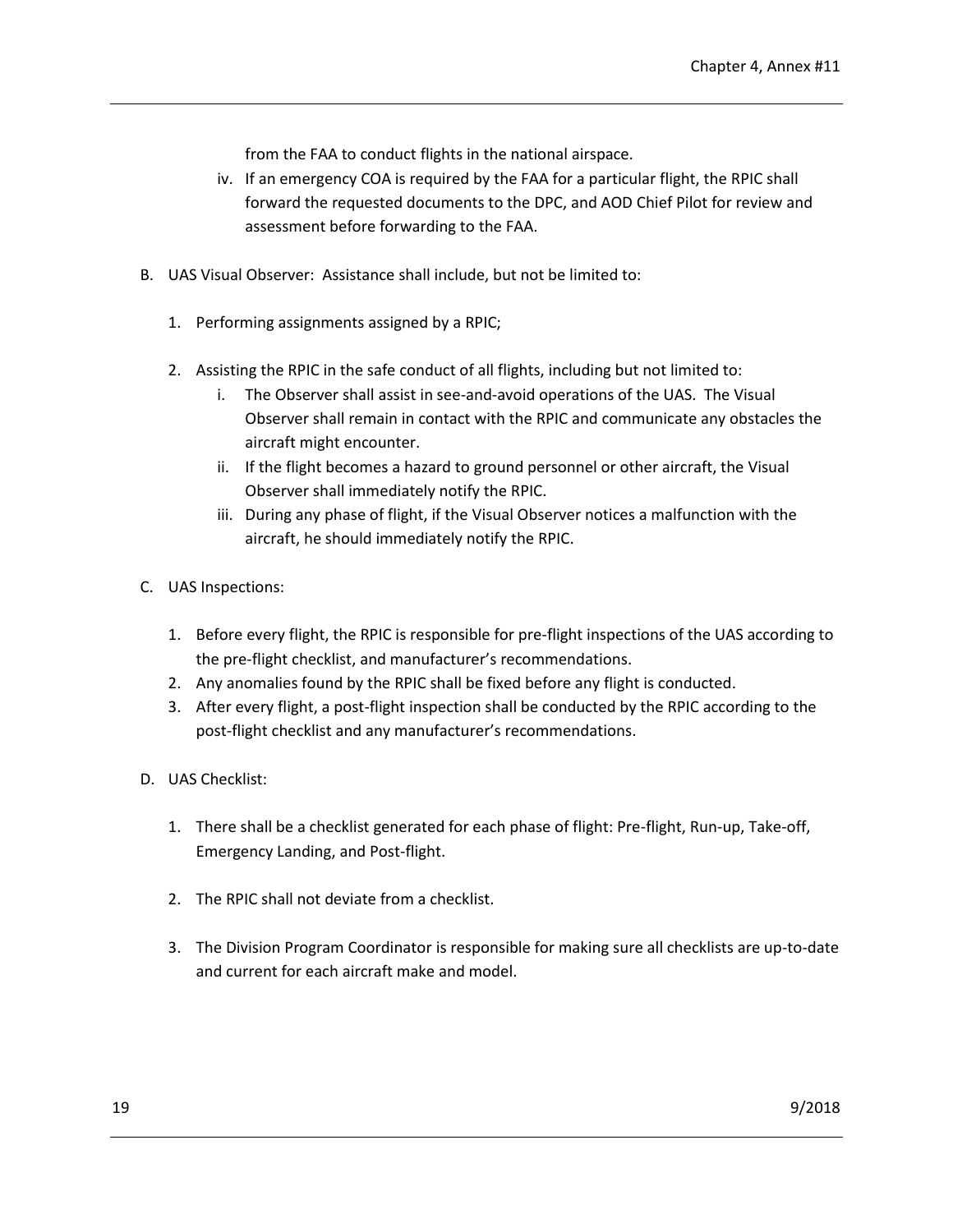from the FAA to conduct flights in the national airspace.

iv. If an emergency COA is required by the FAA for a particular flight, the RPIC shall forward the requested documents to the DPC, and AOD Chief Pilot for review and assessment before forwarding to the FAA.

B. UAS Visual Observer: Assistance shall include, but not be limited to:

1. Performing assignments assigned by a RPIC;

2. Assisting the RPIC in the safe conduct of all flights, including but not limited to:
   i. The Observer shall assist in see-and-avoid operations of the UAS. The Visual Observer shall remain in contact with the RPIC and communicate any obstacles the aircraft might encounter.
   ii. If the flight becomes a hazard to ground personnel or other aircraft, the Visual Observer shall immediately notify the RPIC.
   iii. During any phase of flight, if the Visual Observer notices a malfunction with the aircraft, he should immediately notify the RPIC.

C. UAS Inspections:

1. Before every flight, the RPIC is responsible for pre-flight inspections of the UAS according to the pre-flight checklist, and manufacturer's recommendations.
2. Any anomalies found by the RPIC shall be fixed before any flight is conducted.
3. After every flight, a post-flight inspection shall be conducted by the RPIC according to the post-flight checklist and any manufacturer's recommendations.

D. UAS Checklist:

1. There shall be a checklist generated for each phase of flight: Pre-flight, Run-up, Take-off, Emergency Landing, and Post-flight.

2. The RPIC shall not deviate from a checklist.

3. The Division Program Coordinator is responsible for making sure all checklists are up-to-date and current for each aircraft make and model.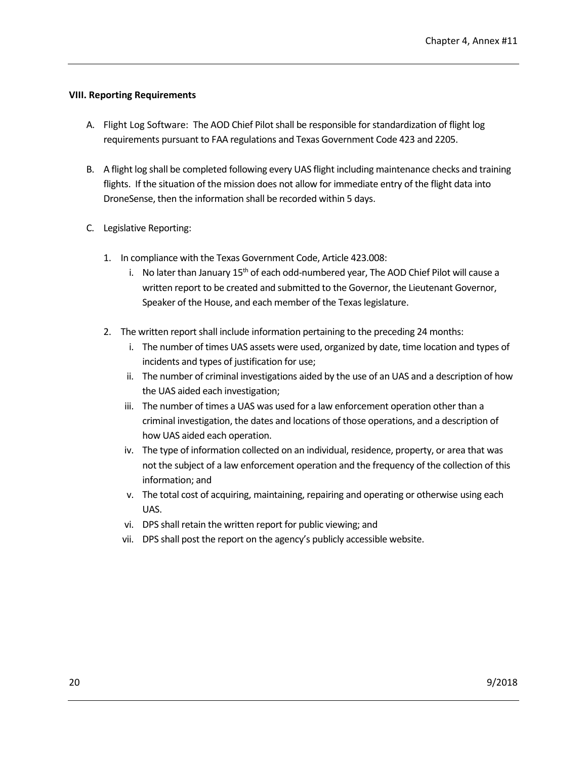### VIII. Reporting Requirements

A. Flight Log Software: The AOD Chief Pilot shall be responsible for standardization of flight log requirements pursuant to FAA regulations and Texas Government Code 423 and 2205.

B. A flight log shall be completed following every UAS flight including maintenance checks and training flights. If the situation of the mission does not allow for immediate entry of the flight data into DroneSense, then the information shall be recorded within 5 days.

C. Legislative Reporting:

1. In compliance with the Texas Government Code, Article 423.008:
   i. No later than January 15th of each odd-numbered year, The AOD Chief Pilot will cause a written report to be created and submitted to the Governor, the Lieutenant Governor, Speaker of the House, and each member of the Texas legislature.

2. The written report shall include information pertaining to the preceding 24 months:
   i. The number of times UAS assets were used, organized by date, time location and types of incidents and types of justification for use;
   ii. The number of criminal investigations aided by the use of an UAS and a description of how the UAS aided each investigation;
   iii. The number of times a UAS was used for a law enforcement operation other than a criminal investigation, the dates and locations of those operations, and a description of how UAS aided each operation.
   iv. The type of information collected on an individual, residence, property, or area that was not the subject of a law enforcement operation and the frequency of the collection of this information; and
   v. The total cost of acquiring, maintaining, repairing and operating or otherwise using each UAS.
   vi. DPS shall retain the written report for public viewing; and
   vii. DPS shall post the report on the agency's publicly accessible website.